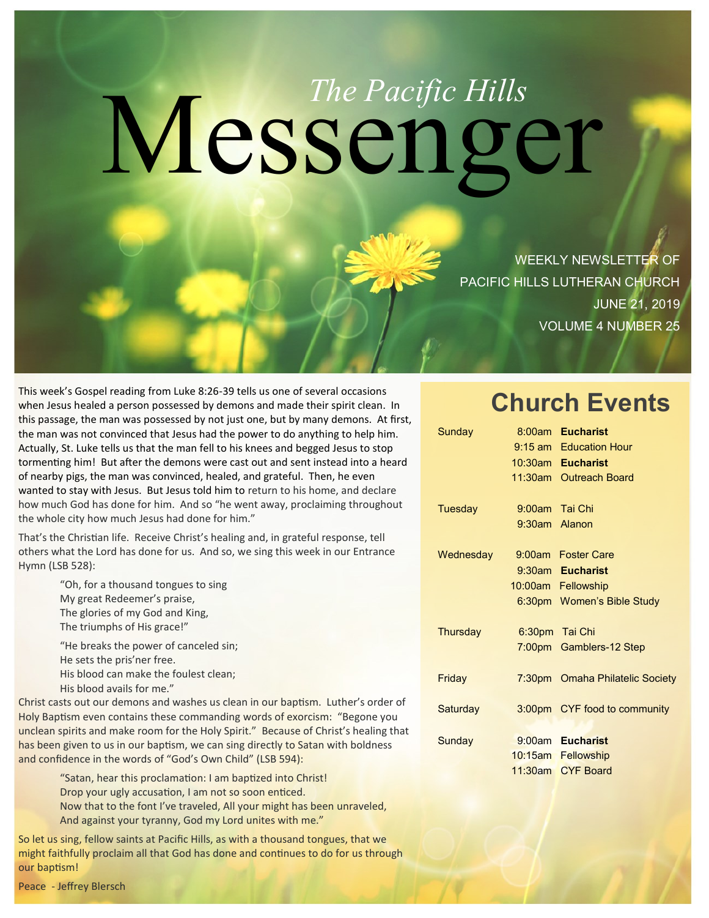# The Pacific Hills Messenger

WEEKLY NEWSLETTER OF
PACIFIC HILLS LUTHERAN CHURCH
JUNE 21, 2019
VOLUME 4 NUMBER 25

This week's Gospel reading from Luke 8:26-39 tells us one of several occasions when Jesus healed a person possessed by demons and made their spirit clean. In this passage, the man was possessed by not just one, but by many demons. At first, the man was not convinced that Jesus had the power to do anything to help him. Actually, St. Luke tells us that the man fell to his knees and begged Jesus to stop tormenting him! But after the demons were cast out and sent instead into a heard of nearby pigs, the man was convinced, healed, and grateful. Then, he even wanted to stay with Jesus. But Jesus told him to return to his home, and declare how much God has done for him. And so "he went away, proclaiming throughout the whole city how much Jesus had done for him."

That's the Christian life. Receive Christ's healing and, in grateful response, tell others what the Lord has done for us. And so, we sing this week in our Entrance Hymn (LSB 528):

> "Oh, for a thousand tongues to sing
> My great Redeemer's praise,
> The glories of my God and King,
> The triumphs of His grace!"
>
> "He breaks the power of canceled sin;
> He sets the pris'ner free.
> His blood can make the foulest clean;
> His blood avails for me."

Christ casts out our demons and washes us clean in our baptism. Luther's order of Holy Baptism even contains these commanding words of exorcism: "Begone you unclean spirits and make room for the Holy Spirit." Because of Christ's healing that has been given to us in our baptism, we can sing directly to Satan with boldness and confidence in the words of "God's Own Child" (LSB 594):

> "Satan, hear this proclamation: I am baptized into Christ!
> Drop your ugly accusation, I am not so soon enticed.
> Now that to the font I've traveled, All your might has been unraveled,
> And against your tyranny, God my Lord unites with me."

So let us sing, fellow saints at Pacific Hills, as with a thousand tongues, that we might faithfully proclaim all that God has done and continues to do for us through our baptism!

Peace - Jeffrey Blersch

## Church Events

| Day | Time | Event |
|---|---|---|
| Sunday | 8:00am | **Eucharist** |
| | 9:15 am | Education Hour |
| | 10:30am | **Eucharist** |
| | 11:30am | Outreach Board |
| Tuesday | 9:00am | Tai Chi |
| | 9:30am | Alanon |
| Wednesday | 9:00am | Foster Care |
| | 9:30am | **Eucharist** |
| | 10:00am | Fellowship |
| | 6:30pm | Women's Bible Study |
| Thursday | 6:30pm | Tai Chi |
| | 7:00pm | Gamblers-12 Step |
| Friday | 7:30pm | Omaha Philatelic Society |
| Saturday | 3:00pm | CYF food to community |
| Sunday | 9:00am | **Eucharist** |
| | 10:15am | Fellowship |
| | 11:30am | CYF Board |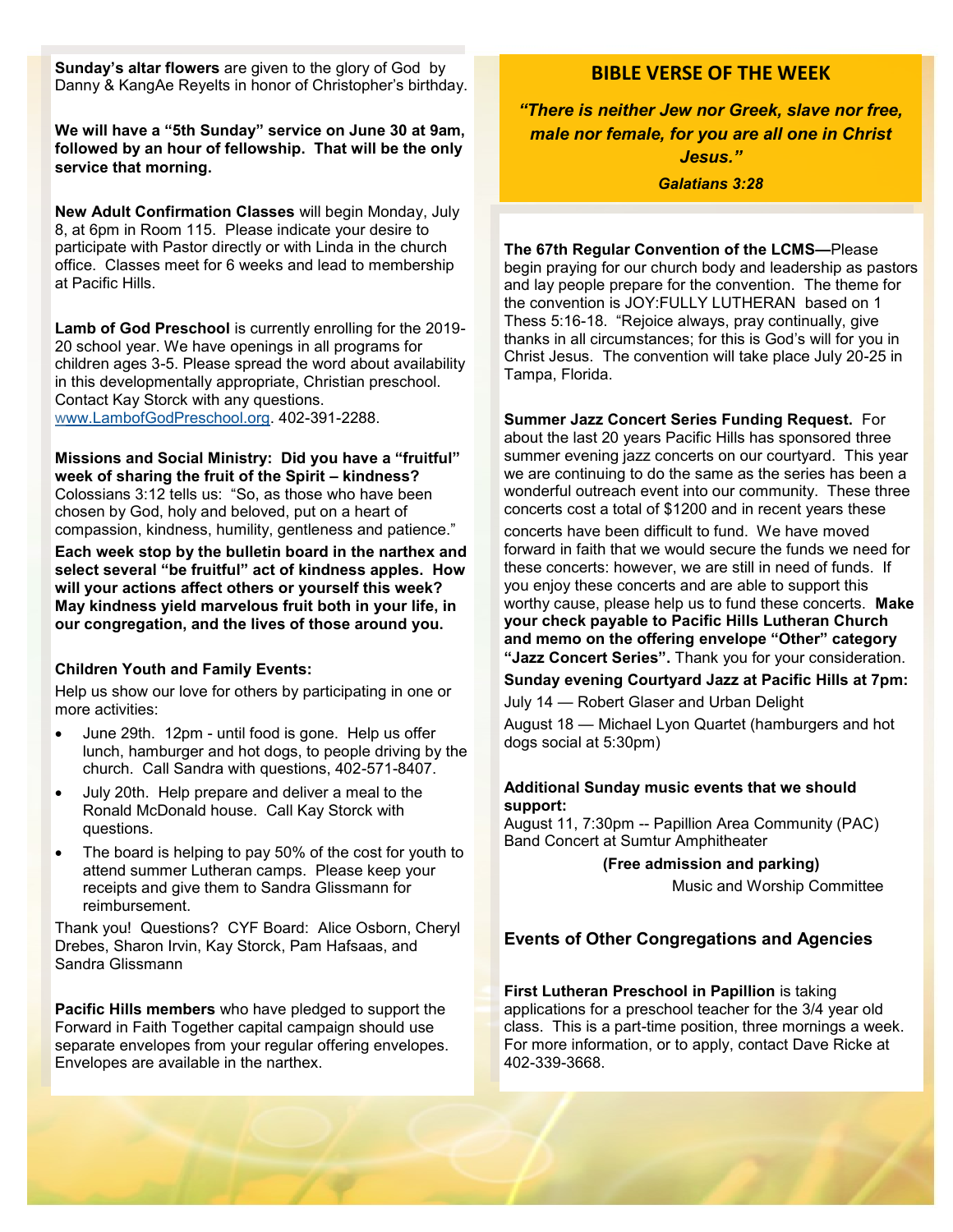**Sunday's altar flowers** are given to the glory of God by Danny & KangAe Reyelts in honor of Christopher's birthday.

**We will have a "5th Sunday" service on June 30 at 9am, followed by an hour of fellowship. That will be the only service that morning.**

**New Adult Confirmation Classes** will begin Monday, July 8, at 6pm in Room 115. Please indicate your desire to participate with Pastor directly or with Linda in the church office. Classes meet for 6 weeks and lead to membership at Pacific Hills.

**Lamb of God Preschool** is currently enrolling for the 2019-20 school year. We have openings in all programs for children ages 3-5. Please spread the word about availability in this developmentally appropriate, Christian preschool. Contact Kay Storck with any questions. www.LambofGodPreschool.org. 402-391-2288.

**Missions and Social Ministry: Did you have a "fruitful" week of sharing the fruit of the Spirit – kindness?** Colossians 3:12 tells us: "So, as those who have been chosen by God, holy and beloved, put on a heart of compassion, kindness, humility, gentleness and patience."

**Each week stop by the bulletin board in the narthex and select several "be fruitful" act of kindness apples. How will your actions affect others or yourself this week? May kindness yield marvelous fruit both in your life, in our congregation, and the lives of those around you.**

**Children Youth and Family Events:**

Help us show our love for others by participating in one or more activities:

- June 29th. 12pm - until food is gone. Help us offer lunch, hamburger and hot dogs, to people driving by the church. Call Sandra with questions, 402-571-8407.
- July 20th. Help prepare and deliver a meal to the Ronald McDonald house. Call Kay Storck with questions.
- The board is helping to pay 50% of the cost for youth to attend summer Lutheran camps. Please keep your receipts and give them to Sandra Glissmann for reimbursement.

Thank you! Questions? CYF Board: Alice Osborn, Cheryl Drebes, Sharon Irvin, Kay Storck, Pam Hafsaas, and Sandra Glissmann

**Pacific Hills members** who have pledged to support the Forward in Faith Together capital campaign should use separate envelopes from your regular offering envelopes. Envelopes are available in the narthex.

## BIBLE VERSE OF THE WEEK

***"There is neither Jew nor Greek, slave nor free, male nor female, for you are all one in Christ Jesus."***

***Galatians 3:28***

**The 67th Regular Convention of the LCMS—**Please begin praying for our church body and leadership as pastors and lay people prepare for the convention. The theme for the convention is JOY:FULLY LUTHERAN based on 1 Thess 5:16-18. "Rejoice always, pray continually, give thanks in all circumstances; for this is God's will for you in Christ Jesus. The convention will take place July 20-25 in Tampa, Florida.

**Summer Jazz Concert Series Funding Request.** For about the last 20 years Pacific Hills has sponsored three summer evening jazz concerts on our courtyard. This year we are continuing to do the same as the series has been a wonderful outreach event into our community. These three concerts cost a total of $1200 and in recent years these concerts have been difficult to fund. We have moved forward in faith that we would secure the funds we need for these concerts: however, we are still in need of funds. If you enjoy these concerts and are able to support this worthy cause, please help us to fund these concerts. **Make your check payable to Pacific Hills Lutheran Church and memo on the offering envelope "Other" category "Jazz Concert Series".** Thank you for your consideration.

**Sunday evening Courtyard Jazz at Pacific Hills at 7pm:**

July 14 — Robert Glaser and Urban Delight

August 18 — Michael Lyon Quartet (hamburgers and hot dogs social at 5:30pm)

**Additional Sunday music events that we should support:**

August 11, 7:30pm -- Papillion Area Community (PAC) Band Concert at Sumtur Amphitheater

**(Free admission and parking)**

Music and Worship Committee

## Events of Other Congregations and Agencies

**First Lutheran Preschool in Papillion** is taking applications for a preschool teacher for the 3/4 year old class. This is a part-time position, three mornings a week. For more information, or to apply, contact Dave Ricke at 402-339-3668.